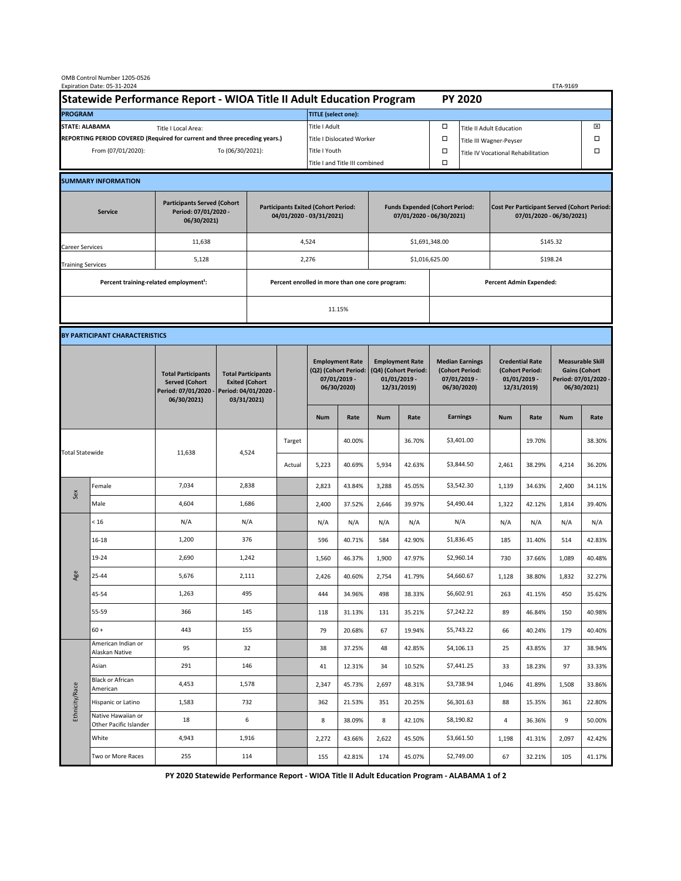OMB Control Number 1205-0526
Expiration Date: 05-31-2024

ETA-9169

# Statewide Performance Report - WIOA Title II Adult Education Program PY 2020

| PROGRAM | | TITLE (select one): | | | |
|---|---|---|---|---|---|
| STATE: ALABAMA | Title I Local Area: | Title I Adult | ☐ | Title II Adult Education | ☒ |
| REPORTING PERIOD COVERED (Required for current and three preceding years.) | | Title I Dislocated Worker | ☐ | Title III Wagner-Peyser | ☐ |
| From (07/01/2020): | To (06/30/2021): | Title I Youth | ☐ | Title IV Vocational Rehabilitation | ☐ |
| | | Title I and Title III combined | ☐ | | |

## SUMMARY INFORMATION

| Service | Participants Served (Cohort Period: 07/01/2020 - 06/30/2021) | Participants Exited (Cohort Period: 04/01/2020 - 03/31/2021) | Funds Expended (Cohort Period: 07/01/2020 - 06/30/2021) | Cost Per Participant Served (Cohort Period: 07/01/2020 - 06/30/2021) |
|---|---|---|---|---|
| Career Services | 11,638 | 4,524 | $1,691,348.00 | $145.32 |
| Training Services | 5,128 | 2,276 | $1,016,625.00 | $198.24 |
| Percent training-related employment[1]: | | Percent enrolled in more than one core program: | | Percent Admin Expended: |
| | | 11.15% | | |

## BY PARTICIPANT CHARACTERISTICS

| | | Total Participants Served (Cohort Period: 07/01/2020 - 06/30/2021) | Total Participants Exited (Cohort Period: 04/01/2020 - 03/31/2021) | | Employment Rate (Q2) (Cohort Period: 07/01/2019 - 06/30/2020) | | Employment Rate (Q4) (Cohort Period: 01/01/2019 - 12/31/2019) | | Median Earnings (Cohort Period: 07/01/2019 - 06/30/2020) | Credential Rate (Cohort Period: 01/01/2019 - 12/31/2019) | | Measurable Skill Gains (Cohort Period: 07/01/2020 - 06/30/2021) | |
|---|---|---|---|---|---|---|---|---|---|---|---|---|---|
| | | | | | Num | Rate | Num | Rate | Earnings | Num | Rate | Num | Rate |
| Total Statewide | | 11,638 | 4,524 | Target | | 40.00% | | 36.70% | $3,401.00 | | 19.70% | | 38.30% |
| | | | | Actual | 5,223 | 40.69% | 5,934 | 42.63% | $3,844.50 | 2,461 | 38.29% | 4,214 | 36.20% |
| Sex | Female | 7,034 | 2,838 | | 2,823 | 43.84% | 3,288 | 45.05% | $3,542.30 | 1,139 | 34.63% | 2,400 | 34.11% |
| | Male | 4,604 | 1,686 | | 2,400 | 37.52% | 2,646 | 39.97% | $4,490.44 | 1,322 | 42.12% | 1,814 | 39.40% |
| Age | < 16 | N/A | N/A | | N/A | N/A | N/A | N/A | N/A | N/A | N/A | N/A | N/A |
| | 16-18 | 1,200 | 376 | | 596 | 40.71% | 584 | 42.90% | $1,836.45 | 185 | 31.40% | 514 | 42.83% |
| | 19-24 | 2,690 | 1,242 | | 1,560 | 46.37% | 1,900 | 47.97% | $2,960.14 | 730 | 37.66% | 1,089 | 40.48% |
| | 25-44 | 5,676 | 2,111 | | 2,426 | 40.60% | 2,754 | 41.79% | $4,660.67 | 1,128 | 38.80% | 1,832 | 32.27% |
| | 45-54 | 1,263 | 495 | | 444 | 34.96% | 498 | 38.33% | $6,602.91 | 263 | 41.15% | 450 | 35.62% |
| | 55-59 | 366 | 145 | | 118 | 31.13% | 131 | 35.21% | $7,242.22 | 89 | 46.84% | 150 | 40.98% |
| | 60 + | 443 | 155 | | 79 | 20.68% | 67 | 19.94% | $5,743.22 | 66 | 40.24% | 179 | 40.40% |
| Ethnicity/Race | American Indian or Alaskan Native | 95 | 32 | | 38 | 37.25% | 48 | 42.85% | $4,106.13 | 25 | 43.85% | 37 | 38.94% |
| | Asian | 291 | 146 | | 41 | 12.31% | 34 | 10.52% | $7,441.25 | 33 | 18.23% | 97 | 33.33% |
| | Black or African American | 4,453 | 1,578 | | 2,347 | 45.73% | 2,697 | 48.31% | $3,738.94 | 1,046 | 41.89% | 1,508 | 33.86% |
| | Hispanic or Latino | 1,583 | 732 | | 362 | 21.53% | 351 | 20.25% | $6,301.63 | 88 | 15.35% | 361 | 22.80% |
| | Native Hawaiian or Other Pacific Islander | 18 | 6 | | 8 | 38.09% | 8 | 42.10% | $8,190.82 | 4 | 36.36% | 9 | 50.00% |
| | White | 4,943 | 1,916 | | 2,272 | 43.66% | 2,622 | 45.50% | $3,661.50 | 1,198 | 41.31% | 2,097 | 42.42% |
| | Two or More Races | 255 | 114 | | 155 | 42.81% | 174 | 45.07% | $2,749.00 | 67 | 32.21% | 105 | 41.17% |

PY 2020 Statewide Performance Report - WIOA Title II Adult Education Program - ALABAMA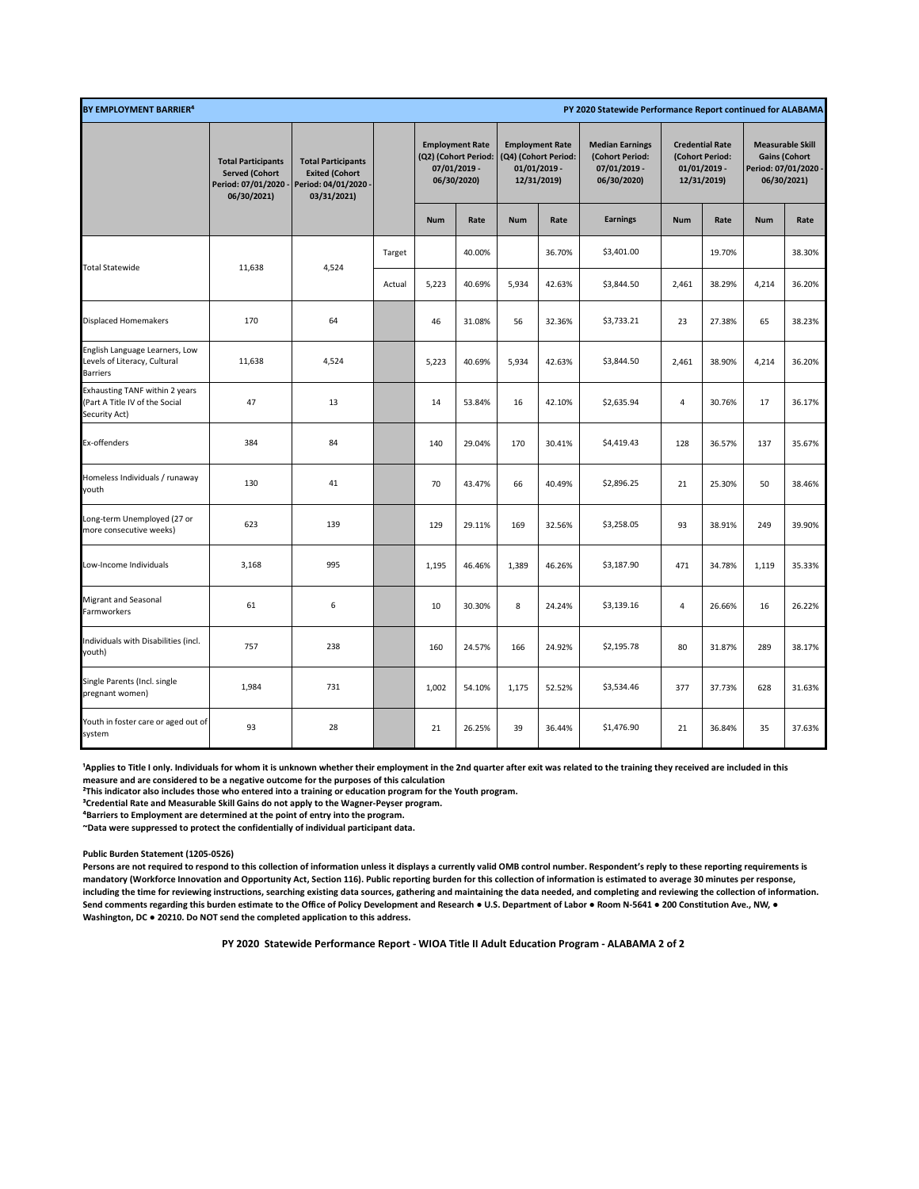| BY EMPLOYMENT BARRIER[4] | | | | | | | | | | | | | |
|---|---|---|---|---|---|---|---|---|---|---|---|---|---|
| | Total Participants Served (Cohort Period: 07/01/2020 - 06/30/2021) | Total Participants Exited (Cohort Period: 04/01/2020 - 03/31/2021) | | Employment Rate (Q2) (Cohort Period: 07/01/2019 - 06/30/2020) | | Employment Rate (Q4) (Cohort Period: 01/01/2019 - 12/31/2019) | | Median Earnings (Cohort Period: 07/01/2019 - 06/30/2020) | Credential Rate (Cohort Period: 01/01/2019 - 12/31/2019) | | Measurable Skill Gains (Cohort Period: 07/01/2020 - 06/30/2021) | |
| | | | | Num | Rate | Num | Rate | Earnings | Num | Rate | Num | Rate |
| Total Statewide | 11,638 | 4,524 | Target | | 40.00% | | 36.70% | $3,401.00 | | 19.70% | | 38.30% |
| | | | Actual | 5,223 | 40.69% | 5,934 | 42.63% | $3,844.50 | 2,461 | 38.29% | 4,214 | 36.20% |
| Displaced Homemakers | 170 | 64 | | 46 | 31.08% | 56 | 32.36% | $3,733.21 | 23 | 27.38% | 65 | 38.23% |
| English Language Learners, Low Levels of Literacy, Cultural Barriers | 11,638 | 4,524 | | 5,223 | 40.69% | 5,934 | 42.63% | $3,844.50 | 2,461 | 38.90% | 4,214 | 36.20% |
| Exhausting TANF within 2 years (Part A Title IV of the Social Security Act) | 47 | 13 | | 14 | 53.84% | 16 | 42.10% | $2,635.94 | 4 | 30.76% | 17 | 36.17% |
| Ex-offenders | 384 | 84 | | 140 | 29.04% | 170 | 30.41% | $4,419.43 | 128 | 36.57% | 137 | 35.67% |
| Homeless Individuals / runaway youth | 130 | 41 | | 70 | 43.47% | 66 | 40.49% | $2,896.25 | 21 | 25.30% | 50 | 38.46% |
| Long-term Unemployed (27 or more consecutive weeks) | 623 | 139 | | 129 | 29.11% | 169 | 32.56% | $3,258.05 | 93 | 38.91% | 249 | 39.90% |
| Low-Income Individuals | 3,168 | 995 | | 1,195 | 46.46% | 1,389 | 46.26% | $3,187.90 | 471 | 34.78% | 1,119 | 35.33% |
| Migrant and Seasonal Farmworkers | 61 | 6 | | 10 | 30.30% | 8 | 24.24% | $3,139.16 | 4 | 26.66% | 16 | 26.22% |
| Individuals with Disabilities (incl. youth) | 757 | 238 | | 160 | 24.57% | 166 | 24.92% | $2,195.78 | 80 | 31.87% | 289 | 38.17% |
| Single Parents (Incl. single pregnant women) | 1,984 | 731 | | 1,002 | 54.10% | 1,175 | 52.52% | $3,534.46 | 377 | 37.73% | 628 | 31.63% |
| Youth in foster care or aged out of system | 93 | 28 | | 21 | 26.25% | 39 | 36.44% | $1,476.90 | 21 | 36.84% | 35 | 37.63% |

**[1]Applies to Title I only. Individuals for whom it is unknown whether their employment in the 2nd quarter after exit was related to the training they received are included in this measure and are considered to be a negative outcome for the purposes of this calculation**

**[2]This indicator also includes those who entered into a training or education program for the Youth program.**

**[3]Credential Rate and Measurable Skill Gains do not apply to the Wagner-Peyser program.**

**[4]Barriers to Employment are determined at the point of entry into the program.**

**~Data were suppressed to protect the confidentially of individual participant data.**

**Public Burden Statement (1205-0526)**

**Persons are not required to respond to this collection of information unless it displays a currently valid OMB control number. Respondent's reply to these reporting requirements is mandatory (Workforce Innovation and Opportunity Act, Section 116). Public reporting burden for this collection of information is estimated to average 30 minutes per response, including the time for reviewing instructions, searching existing data sources, gathering and maintaining the data needed, and completing and reviewing the collection of information. Send comments regarding this burden estimate to the Office of Policy Development and Research ● U.S. Department of Labor ● Room N-5641 ● 200 Constitution Ave., NW, ● Washington, DC ● 20210. Do NOT send the completed application to this address.**

**PY 2020 Statewide Performance Report - WIOA Title II Adult Education Program - ALABAMA 2 of 2**